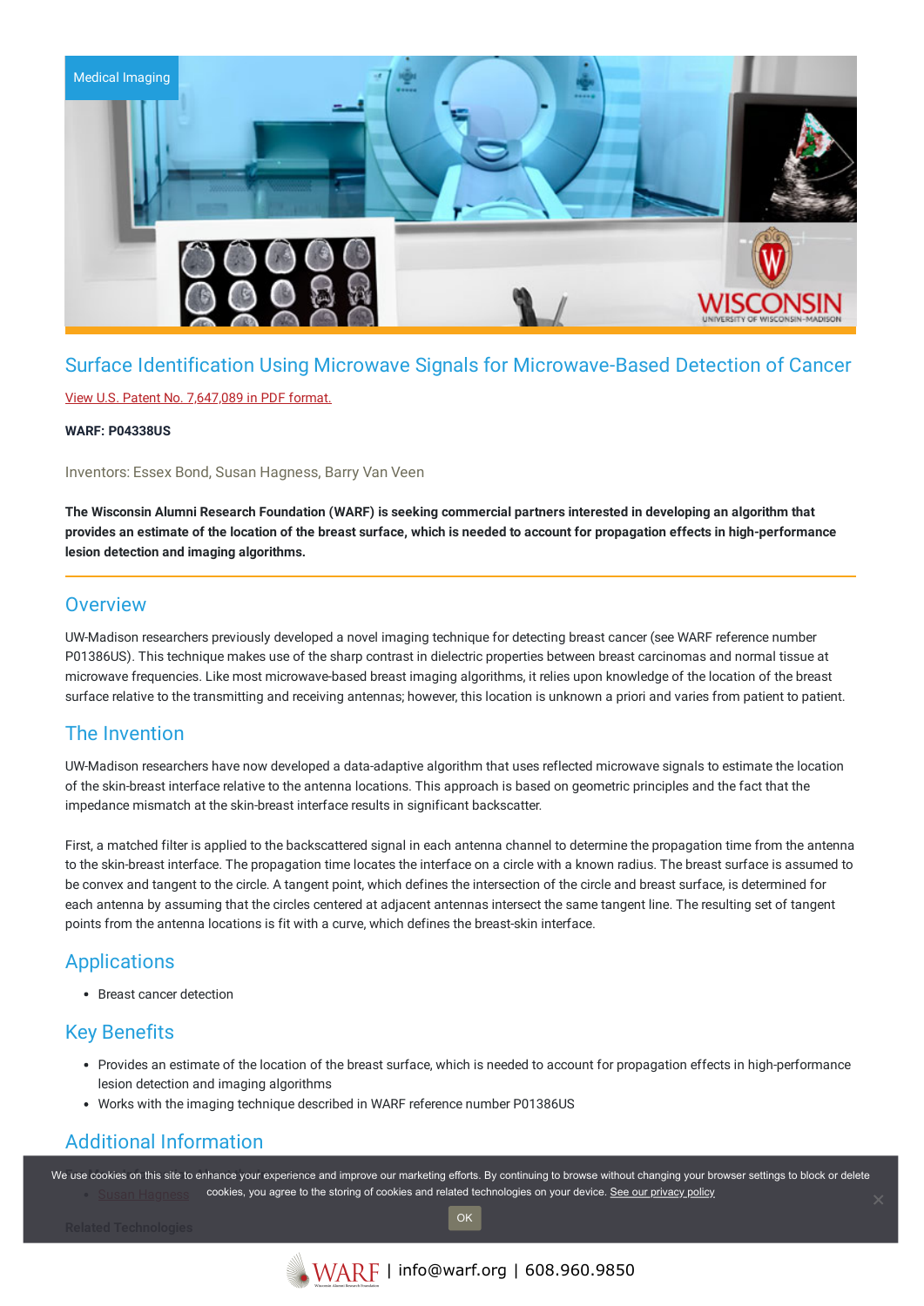Medical Imaging

# Surface Identification Using Microwave Signals for Microwave-Based Detection of Cancer

View U.S. Patent No. 7,647,089 in PDF format.

**WARF: P04338US**

Inventors: Essex Bond, Susan Hagness, Barry Van Veen

**The Wisconsin Alumni Research Foundation (WARF) is seeking commercial partners interested in developing an algorithm that provides an estimate of the location of the breast surface, which is needed to account for propagation effects in high-performance lesion detection and imaging algorithms.**

## Overview

UW-Madison researchers previously developed a novel imaging technique for detecting breast cancer (see WARF reference number P01386US). This technique makes use of the sharp contrast in dielectric properties between breast carcinomas and normal tissue at microwave frequencies. Like most microwave-based breast imaging algorithms, it relies upon knowledge of the location of the breast surface relative to the transmitting and receiving antennas; however, this location is unknown a priori and varies from patient to patient.

## The Invention

UW-Madison researchers have now developed a data-adaptive algorithm that uses reflected microwave signals to estimate the location of the skin-breast interface relative to the antenna locations. This approach is based on geometric principles and the fact that the impedance mismatch at the skin-breast interface results in significant backscatter.

First, a matched filter is applied to the backscattered signal in each antenna channel to determine the propagation time from the antenna to the skin-breast interface. The propagation time locates the interface on a circle with a known radius. The breast surface is assumed to be convex and tangent to the circle. A tangent point, which defines the intersection of the circle and breast surface, is determined for each antenna by assuming that the circles centered at adjacent antennas intersect the same tangent line. The resulting set of tangent points from the antenna locations is fit with a curve, which defines the breast-skin interface.

## Applications

- Breast cancer detection

## Key Benefits

- Provides an estimate of the location of the breast surface, which is needed to account for propagation effects in high-performance lesion detection and imaging algorithms
- Works with the imaging technique described in WARF reference number P01386US

## Additional Information

- Susan Hagness

**Related Technologies**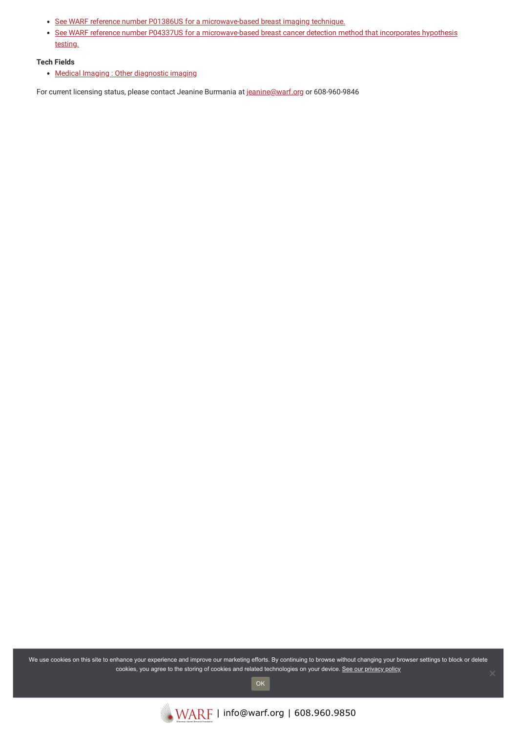- See WARF reference number P01386US for a microwave-based breast imaging technique.
- See WARF reference number P04337US for a microwave-based breast cancer detection method that incorporates hypothesis testing.

**Tech Fields**

- Medical Imaging : Other diagnostic imaging

For current licensing status, please contact Jeanine Burmania at jeanine@warf.org or 608-960-9846